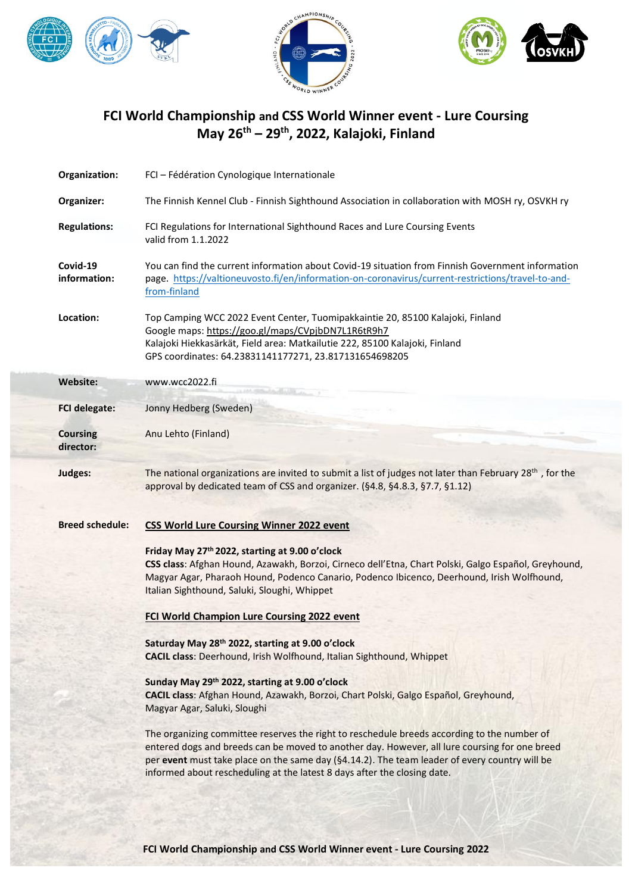# FCI World Championship and CSS World Winner event - Lure Coursing
## May 26th – 29th, 2022, Kalajoki, Finland

**Organization:** FCI – Fédération Cynologique Internationale

**Organizer:** The Finnish Kennel Club - Finnish Sighthound Association in collaboration with MOSH ry, OSVKH ry

**Regulations:** FCI Regulations for International Sighthound Races and Lure Coursing Events valid from 1.1.2022

**Covid-19 information:** You can find the current information about Covid-19 situation from Finnish Government information page. https://valtioneuvosto.fi/en/information-on-coronavirus/current-restrictions/travel-to-and-from-finland

**Location:** Top Camping WCC 2022 Event Center, Tuomipakkaintie 20, 85100 Kalajoki, Finland
Google maps: https://goo.gl/maps/CVpjbDN7L1R6tR9h7
Kalajoki Hiekkasärkät, Field area: Matkailutie 222, 85100 Kalajoki, Finland
GPS coordinates: 64.23831141177271, 23.817131654698205

**Website:** www.wcc2022.fi

**FCI delegate:** Jonny Hedberg (Sweden)

**Coursing director:** Anu Lehto (Finland)

**Judges:** The national organizations are invited to submit a list of judges not later than February 28th , for the approval by dedicated team of CSS and organizer. (§4.8, §4.8.3, §7.7, §1.12)

**Breed schedule:**

**CSS World Lure Coursing Winner 2022 event**

**Friday May 27th 2022, starting at 9.00 o'clock**
**CSS class**: Afghan Hound, Azawakh, Borzoi, Cirneco dell'Etna, Chart Polski, Galgo Español, Greyhound, Magyar Agar, Pharaoh Hound, Podenco Canario, Podenco Ibicenco, Deerhound, Irish Wolfhound, Italian Sighthound, Saluki, Sloughi, Whippet

**FCI World Champion Lure Coursing 2022 event**

**Saturday May 28th 2022, starting at 9.00 o'clock**
**CACIL class**: Deerhound, Irish Wolfhound, Italian Sighthound, Whippet

**Sunday May 29th 2022, starting at 9.00 o'clock**
**CACIL class**: Afghan Hound, Azawakh, Borzoi, Chart Polski, Galgo Español, Greyhound, Magyar Agar, Saluki, Sloughi

The organizing committee reserves the right to reschedule breeds according to the number of entered dogs and breeds can be moved to another day. However, all lure coursing for one breed per **event** must take place on the same day (§4.14.2). The team leader of every country will be informed about rescheduling at the latest 8 days after the closing date.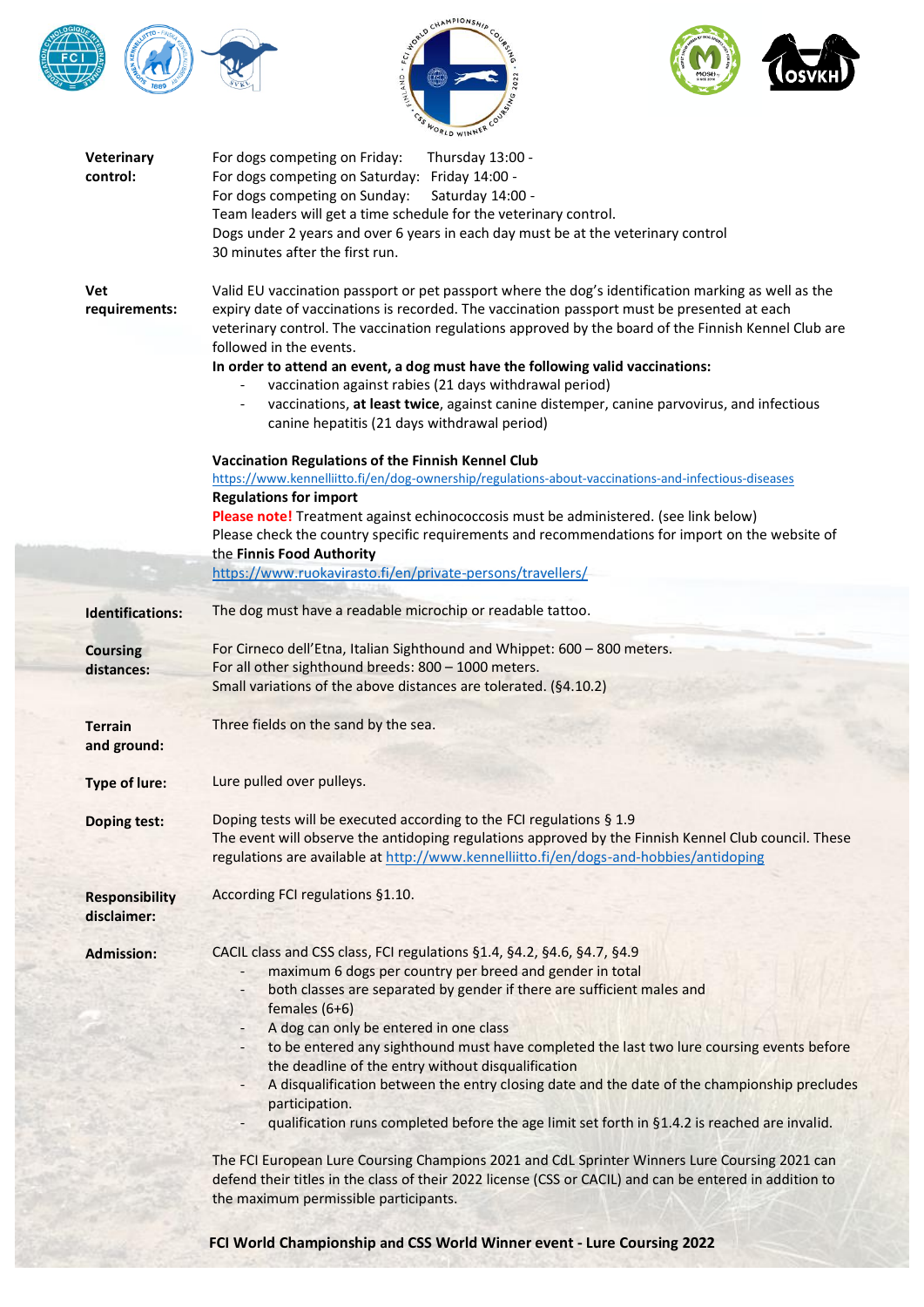**Veterinary control:**

For dogs competing on Friday: Thursday 13:00 -
For dogs competing on Saturday: Friday 14:00 -
For dogs competing on Sunday: Saturday 14:00 -
Team leaders will get a time schedule for the veterinary control.
Dogs under 2 years and over 6 years in each day must be at the veterinary control 30 minutes after the first run.

**Vet requirements:**

Valid EU vaccination passport or pet passport where the dog's identification marking as well as the expiry date of vaccinations is recorded. The vaccination passport must be presented at each veterinary control. The vaccination regulations approved by the board of the Finnish Kennel Club are followed in the events.

**In order to attend an event, a dog must have the following valid vaccinations:**

- vaccination against rabies (21 days withdrawal period)
- vaccinations, **at least twice**, against canine distemper, canine parvovirus, and infectious canine hepatitis (21 days withdrawal period)

**Vaccination Regulations of the Finnish Kennel Club**
https://www.kennelliitto.fi/en/dog-ownership/regulations-about-vaccinations-and-infectious-diseases

**Regulations for import**
**Please note!** Treatment against echinococcosis must be administered. (see link below)
Please check the country specific requirements and recommendations for import on the website of the **Finnis Food Authority**
https://www.ruokavirasto.fi/en/private-persons/travellers/

**Identifications:**

The dog must have a readable microchip or readable tattoo.

**Coursing distances:**

For Cirneco dell'Etna, Italian Sighthound and Whippet: 600 – 800 meters.
For all other sighthound breeds: 800 – 1000 meters.
Small variations of the above distances are tolerated. (§4.10.2)

**Terrain and ground:**

Three fields on the sand by the sea.

**Type of lure:**

Lure pulled over pulleys.

**Doping test:**

Doping tests will be executed according to the FCI regulations § 1.9
The event will observe the antidoping regulations approved by the Finnish Kennel Club council. These regulations are available at http://www.kennelliitto.fi/en/dogs-and-hobbies/antidoping

**Responsibility disclaimer:**

According FCI regulations §1.10.

**Admission:**

CACIL class and CSS class, FCI regulations §1.4, §4.2, §4.6, §4.7, §4.9

- maximum 6 dogs per country per breed and gender in total
- both classes are separated by gender if there are sufficient males and females (6+6)
- A dog can only be entered in one class
- to be entered any sighthound must have completed the last two lure coursing events before the deadline of the entry without disqualification
- A disqualification between the entry closing date and the date of the championship precludes participation.
- qualification runs completed before the age limit set forth in §1.4.2 is reached are invalid.

The FCI European Lure Coursing Champions 2021 and CdL Sprinter Winners Lure Coursing 2021 can defend their titles in the class of their 2022 license (CSS or CACIL) and can be entered in addition to the maximum permissible participants.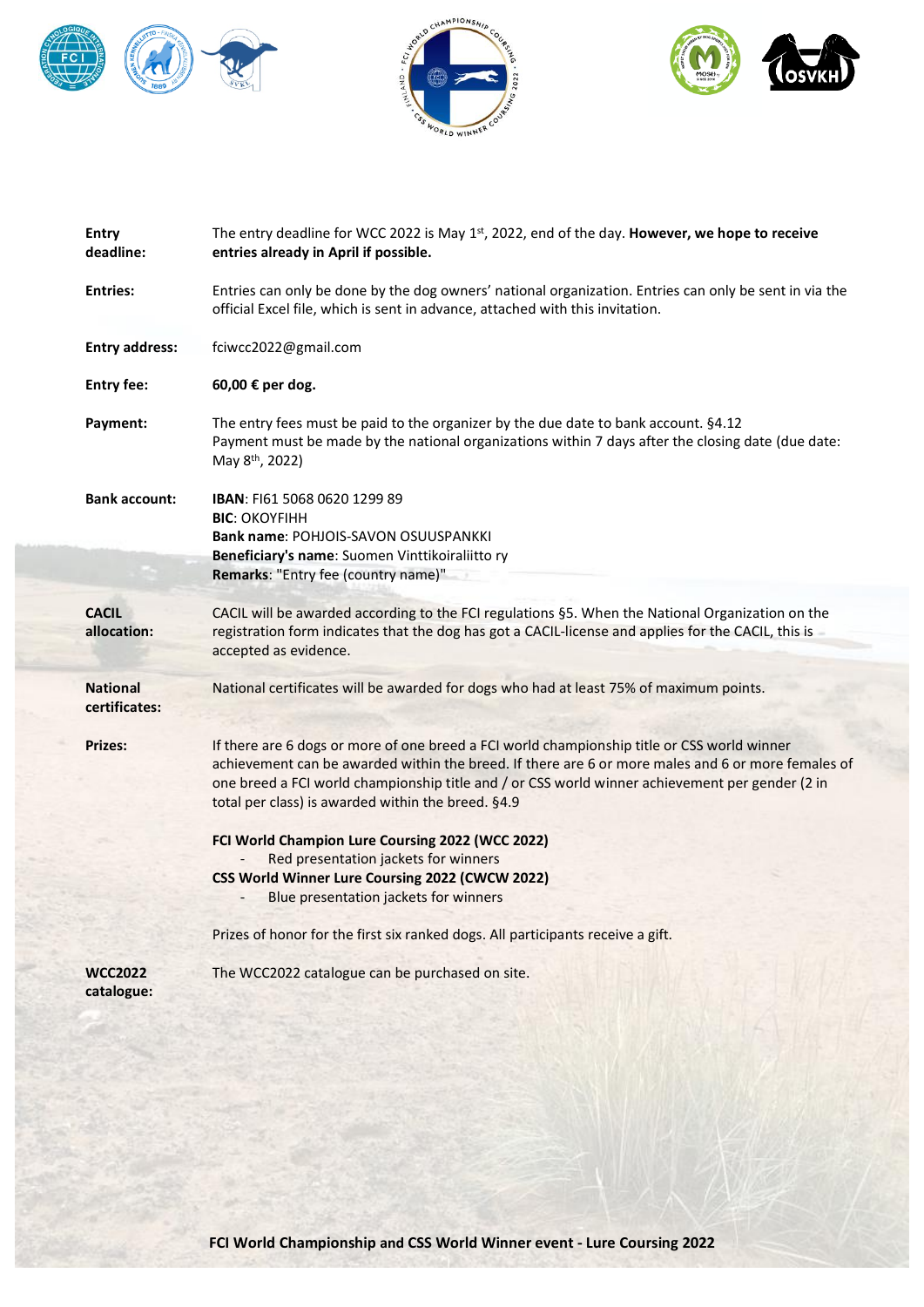**Entry deadline:** The entry deadline for WCC 2022 is May 1st, 2022, end of the day. **However, we hope to receive entries already in April if possible.**

**Entries:** Entries can only be done by the dog owners' national organization. Entries can only be sent in via the official Excel file, which is sent in advance, attached with this invitation.

**Entry address:** fciwcc2022@gmail.com

**Entry fee:** **60,00 € per dog.**

**Payment:** The entry fees must be paid to the organizer by the due date to bank account. §4.12
Payment must be made by the national organizations within 7 days after the closing date (due date: May 8th, 2022)

**Bank account:**
**IBAN**: FI61 5068 0620 1299 89
**BIC**: OKOYFIHH
**Bank name**: POHJOIS-SAVON OSUUSPANKKI
**Beneficiary's name**: Suomen Vinttikoiraliitto ry
**Remarks**: "Entry fee (country name)"

**CACIL allocation:** CACIL will be awarded according to the FCI regulations §5. When the National Organization on the registration form indicates that the dog has got a CACIL-license and applies for the CACIL, this is accepted as evidence.

**National certificates:** National certificates will be awarded for dogs who had at least 75% of maximum points.

**Prizes:** If there are 6 dogs or more of one breed a FCI world championship title or CSS world winner achievement can be awarded within the breed. If there are 6 or more males and 6 or more females of one breed a FCI world championship title and / or CSS world winner achievement per gender (2 in total per class) is awarded within the breed. §4.9

**FCI World Champion Lure Coursing 2022 (WCC 2022)**

- Red presentation jackets for winners

**CSS World Winner Lure Coursing 2022 (CWCW 2022)**

- Blue presentation jackets for winners

Prizes of honor for the first six ranked dogs. All participants receive a gift.

**WCC2022 catalogue:** The WCC2022 catalogue can be purchased on site.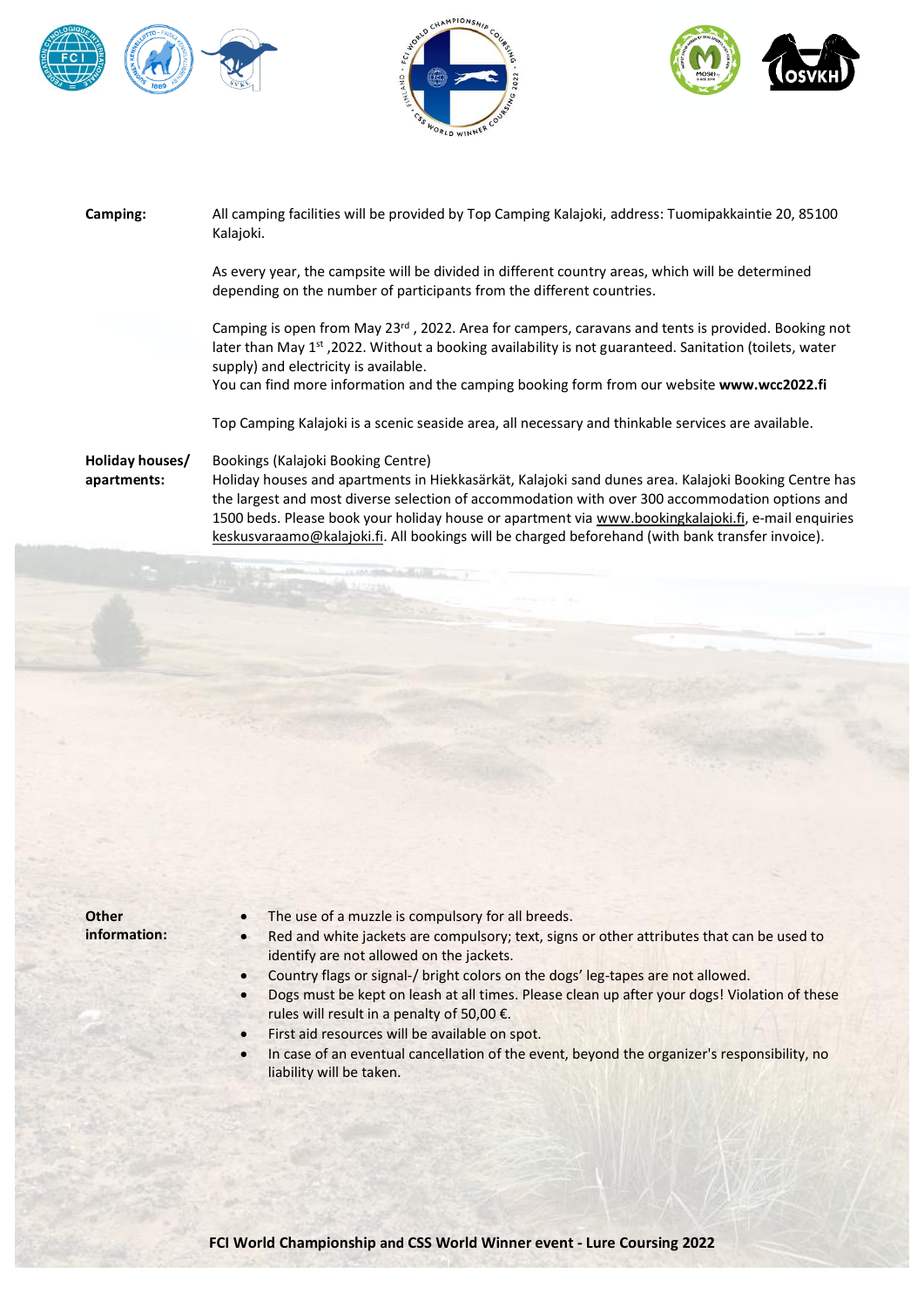**Camping:**

All camping facilities will be provided by Top Camping Kalajoki, address: Tuomipakkaintie 20, 85100 Kalajoki.

As every year, the campsite will be divided in different country areas, which will be determined depending on the number of participants from the different countries.

Camping is open from May 23rd , 2022. Area for campers, caravans and tents is provided. Booking not later than May 1st ,2022. Without a booking availability is not guaranteed. Sanitation (toilets, water supply) and electricity is available.
You can find more information and the camping booking form from our website **www.wcc2022.fi**

Top Camping Kalajoki is a scenic seaside area, all necessary and thinkable services are available.

**Holiday houses/ apartments:**

Bookings (Kalajoki Booking Centre)
Holiday houses and apartments in Hiekkasärkät, Kalajoki sand dunes area. Kalajoki Booking Centre has the largest and most diverse selection of accommodation with over 300 accommodation options and 1500 beds. Please book your holiday house or apartment via www.bookingkalajoki.fi, e-mail enquiries keskusvaraamo@kalajoki.fi. All bookings will be charged beforehand (with bank transfer invoice).

**Other information:**

- The use of a muzzle is compulsory for all breeds.
- Red and white jackets are compulsory; text, signs or other attributes that can be used to identify are not allowed on the jackets.
- Country flags or signal-/ bright colors on the dogs' leg-tapes are not allowed.
- Dogs must be kept on leash at all times. Please clean up after your dogs! Violation of these rules will result in a penalty of 50,00 €.
- First aid resources will be available on spot.
- In case of an eventual cancellation of the event, beyond the organizer's responsibility, no liability will be taken.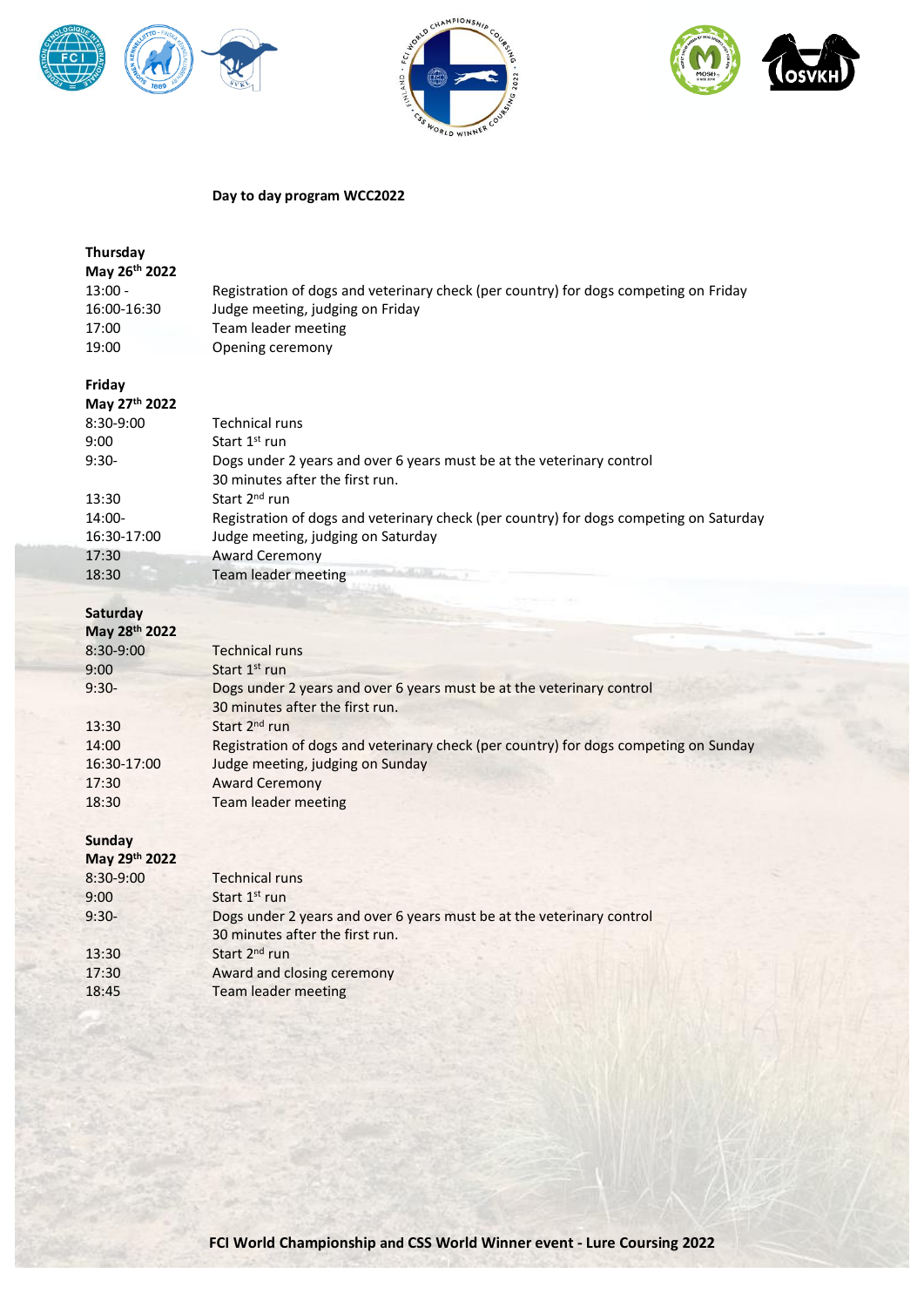**Day to day program WCC2022**

**Thursday**
**May 26th 2022**

| | |
|---|---|
| 13:00 - | Registration of dogs and veterinary check (per country) for dogs competing on Friday |
| 16:00-16:30 | Judge meeting, judging on Friday |
| 17:00 | Team leader meeting |
| 19:00 | Opening ceremony |

**Friday**
**May 27th 2022**

| | |
|---|---|
| 8:30-9:00 | Technical runs |
| 9:00 | Start 1st run |
| 9:30- | Dogs under 2 years and over 6 years must be at the veterinary control 30 minutes after the first run. |
| 13:30 | Start 2nd run |
| 14:00- | Registration of dogs and veterinary check (per country) for dogs competing on Saturday |
| 16:30-17:00 | Judge meeting, judging on Saturday |
| 17:30 | Award Ceremony |
| 18:30 | Team leader meeting |

**Saturday**
**May 28th 2022**

| | |
|---|---|
| 8:30-9:00 | Technical runs |
| 9:00 | Start 1st run |
| 9:30- | Dogs under 2 years and over 6 years must be at the veterinary control 30 minutes after the first run. |
| 13:30 | Start 2nd run |
| 14:00 | Registration of dogs and veterinary check (per country) for dogs competing on Sunday |
| 16:30-17:00 | Judge meeting, judging on Sunday |
| 17:30 | Award Ceremony |
| 18:30 | Team leader meeting |

**Sunday**
**May 29th 2022**

| | |
|---|---|
| 8:30-9:00 | Technical runs |
| 9:00 | Start 1st run |
| 9:30- | Dogs under 2 years and over 6 years must be at the veterinary control 30 minutes after the first run. |
| 13:30 | Start 2nd run |
| 17:30 | Award and closing ceremony |
| 18:45 | Team leader meeting |